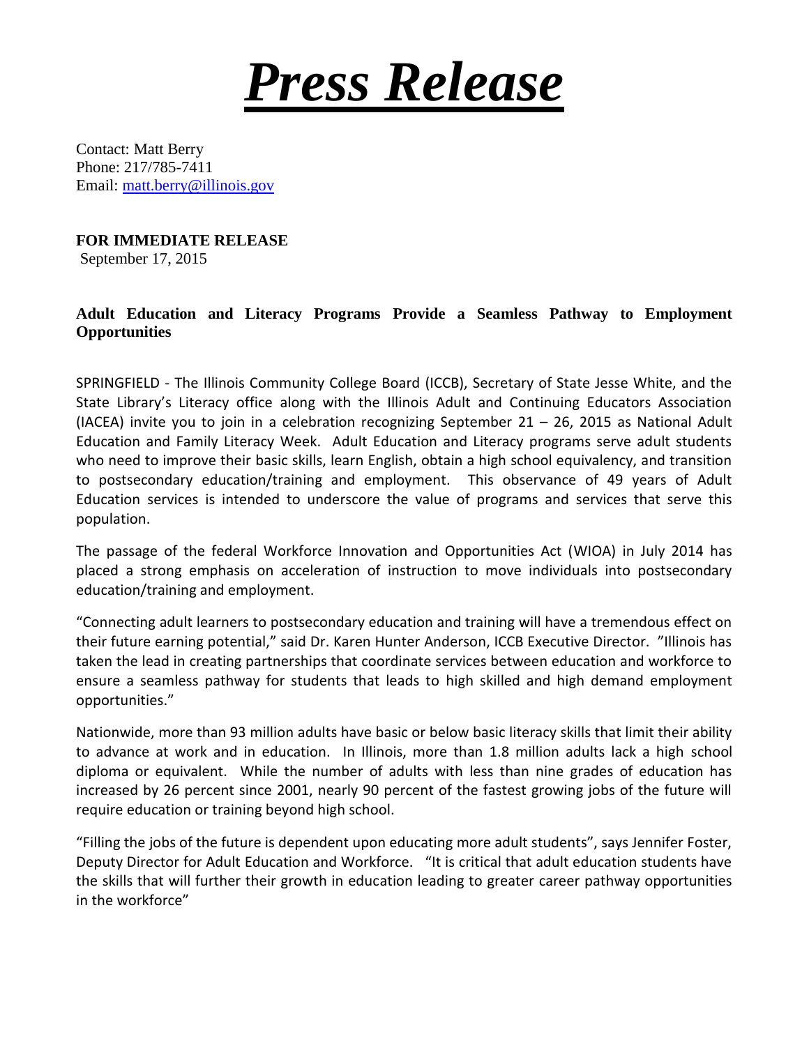# ***Press Release***

Contact: Matt Berry
Phone: 217/785-7411
Email: [matt.berry@illinois.gov](mailto:matt.berry@illinois.gov)

**FOR IMMEDIATE RELEASE**
September 17, 2015

**Adult Education and Literacy Programs Provide a Seamless Pathway to Employment Opportunities**

SPRINGFIELD - The Illinois Community College Board (ICCB), Secretary of State Jesse White, and the State Library's Literacy office along with the Illinois Adult and Continuing Educators Association (IACEA) invite you to join in a celebration recognizing September 21 – 26, 2015 as National Adult Education and Family Literacy Week. Adult Education and Literacy programs serve adult students who need to improve their basic skills, learn English, obtain a high school equivalency, and transition to postsecondary education/training and employment. This observance of 49 years of Adult Education services is intended to underscore the value of programs and services that serve this population.

The passage of the federal Workforce Innovation and Opportunities Act (WIOA) in July 2014 has placed a strong emphasis on acceleration of instruction to move individuals into postsecondary education/training and employment.

"Connecting adult learners to postsecondary education and training will have a tremendous effect on their future earning potential," said Dr. Karen Hunter Anderson, ICCB Executive Director. "Illinois has taken the lead in creating partnerships that coordinate services between education and workforce to ensure a seamless pathway for students that leads to high skilled and high demand employment opportunities."

Nationwide, more than 93 million adults have basic or below basic literacy skills that limit their ability to advance at work and in education. In Illinois, more than 1.8 million adults lack a high school diploma or equivalent. While the number of adults with less than nine grades of education has increased by 26 percent since 2001, nearly 90 percent of the fastest growing jobs of the future will require education or training beyond high school.

"Filling the jobs of the future is dependent upon educating more adult students", says Jennifer Foster, Deputy Director for Adult Education and Workforce. "It is critical that adult education students have the skills that will further their growth in education leading to greater career pathway opportunities in the workforce"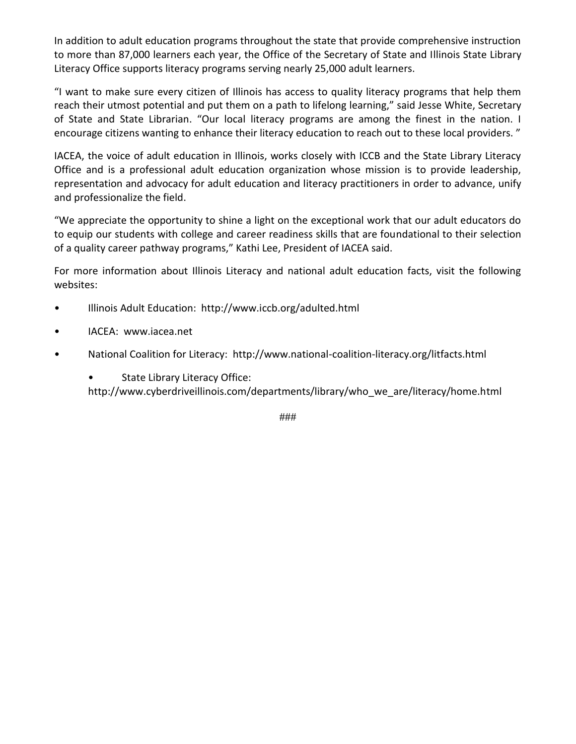In addition to adult education programs throughout the state that provide comprehensive instruction to more than 87,000 learners each year, the Office of the Secretary of State and Illinois State Library Literacy Office supports literacy programs serving nearly 25,000 adult learners.

"I want to make sure every citizen of Illinois has access to quality literacy programs that help them reach their utmost potential and put them on a path to lifelong learning," said Jesse White, Secretary of State and State Librarian. "Our local literacy programs are among the finest in the nation. I encourage citizens wanting to enhance their literacy education to reach out to these local providers. "

IACEA, the voice of adult education in Illinois, works closely with ICCB and the State Library Literacy Office and is a professional adult education organization whose mission is to provide leadership, representation and advocacy for adult education and literacy practitioners in order to advance, unify and professionalize the field.

"We appreciate the opportunity to shine a light on the exceptional work that our adult educators do to equip our students with college and career readiness skills that are foundational to their selection of a quality career pathway programs," Kathi Lee, President of IACEA said.

For more information about Illinois Literacy and national adult education facts, visit the following websites:

- Illinois Adult Education: http://www.iccb.org/adulted.html
- IACEA: www.iacea.net
- National Coalition for Literacy: http://www.national-coalition-literacy.org/litfacts.html
- State Library Literacy Office: http://www.cyberdriveillinois.com/departments/library/who_we_are/literacy/home.html

###